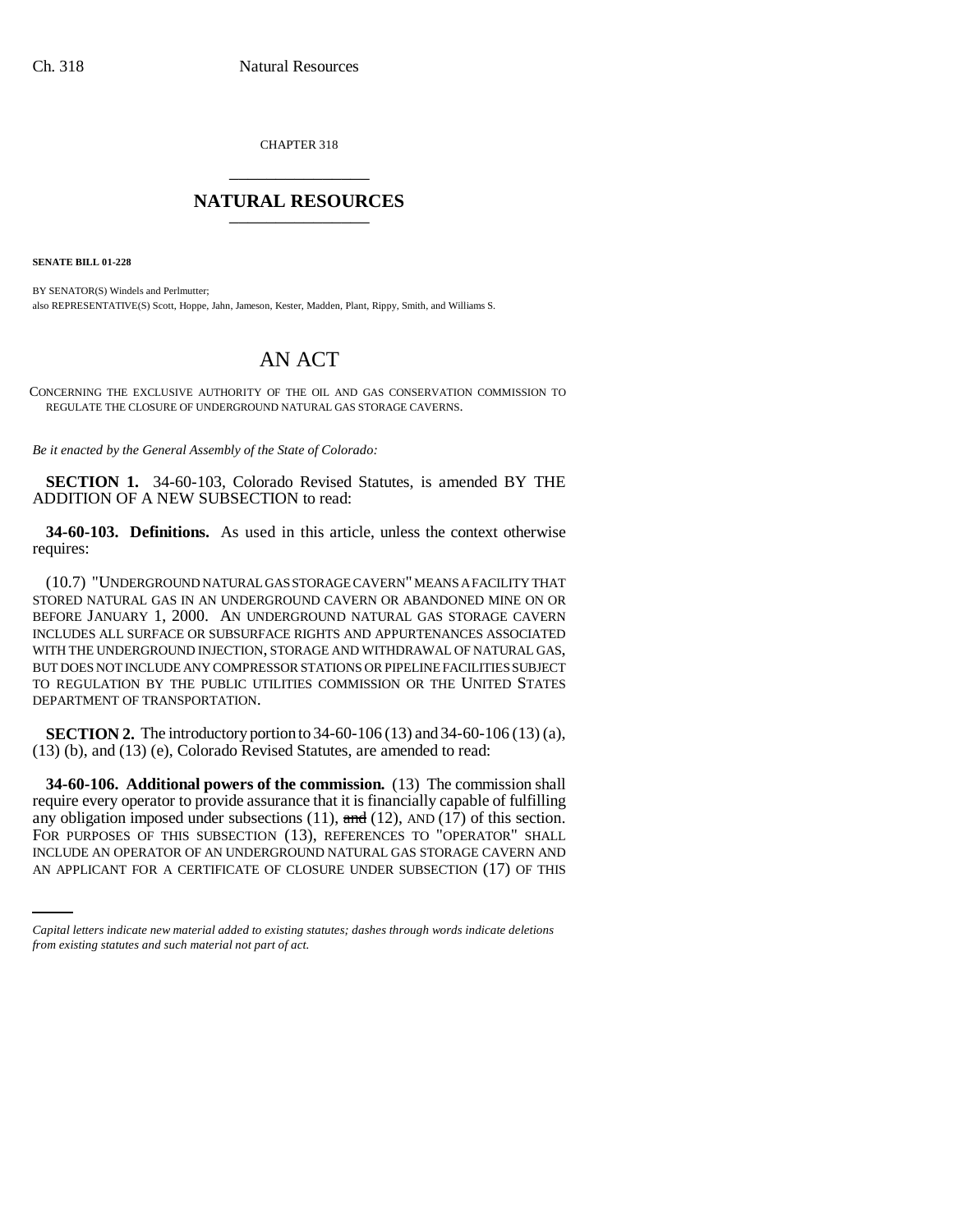CHAPTER 318

# NATURAL RESOURCES

**SENATE BILL 01-228**

BY SENATOR(S) Windels and Perlmutter;
also REPRESENTATIVE(S) Scott, Hoppe, Jahn, Jameson, Kester, Madden, Plant, Rippy, Smith, and Williams S.

# AN ACT

CONCERNING THE EXCLUSIVE AUTHORITY OF THE OIL AND GAS CONSERVATION COMMISSION TO REGULATE THE CLOSURE OF UNDERGROUND NATURAL GAS STORAGE CAVERNS.

*Be it enacted by the General Assembly of the State of Colorado:*

**SECTION 1.** 34-60-103, Colorado Revised Statutes, is amended BY THE ADDITION OF A NEW SUBSECTION to read:

**34-60-103. Definitions.** As used in this article, unless the context otherwise requires:

(10.7) "UNDERGROUND NATURAL GAS STORAGE CAVERN" MEANS A FACILITY THAT STORED NATURAL GAS IN AN UNDERGROUND CAVERN OR ABANDONED MINE ON OR BEFORE JANUARY 1, 2000. AN UNDERGROUND NATURAL GAS STORAGE CAVERN INCLUDES ALL SURFACE OR SUBSURFACE RIGHTS AND APPURTENANCES ASSOCIATED WITH THE UNDERGROUND INJECTION, STORAGE AND WITHDRAWAL OF NATURAL GAS, BUT DOES NOT INCLUDE ANY COMPRESSOR STATIONS OR PIPELINE FACILITIES SUBJECT TO REGULATION BY THE PUBLIC UTILITIES COMMISSION OR THE UNITED STATES DEPARTMENT OF TRANSPORTATION.

**SECTION 2.** The introductory portion to 34-60-106 (13) and 34-60-106 (13) (a), (13) (b), and (13) (e), Colorado Revised Statutes, are amended to read:

**34-60-106. Additional powers of the commission.** (13) The commission shall require every operator to provide assurance that it is financially capable of fulfilling any obligation imposed under subsections (11), ~~and~~ (12), AND (17) of this section. FOR PURPOSES OF THIS SUBSECTION (13), REFERENCES TO "OPERATOR" SHALL INCLUDE AN OPERATOR OF AN UNDERGROUND NATURAL GAS STORAGE CAVERN AND AN APPLICANT FOR A CERTIFICATE OF CLOSURE UNDER SUBSECTION (17) OF THIS

*Capital letters indicate new material added to existing statutes; dashes through words indicate deletions from existing statutes and such material not part of act.*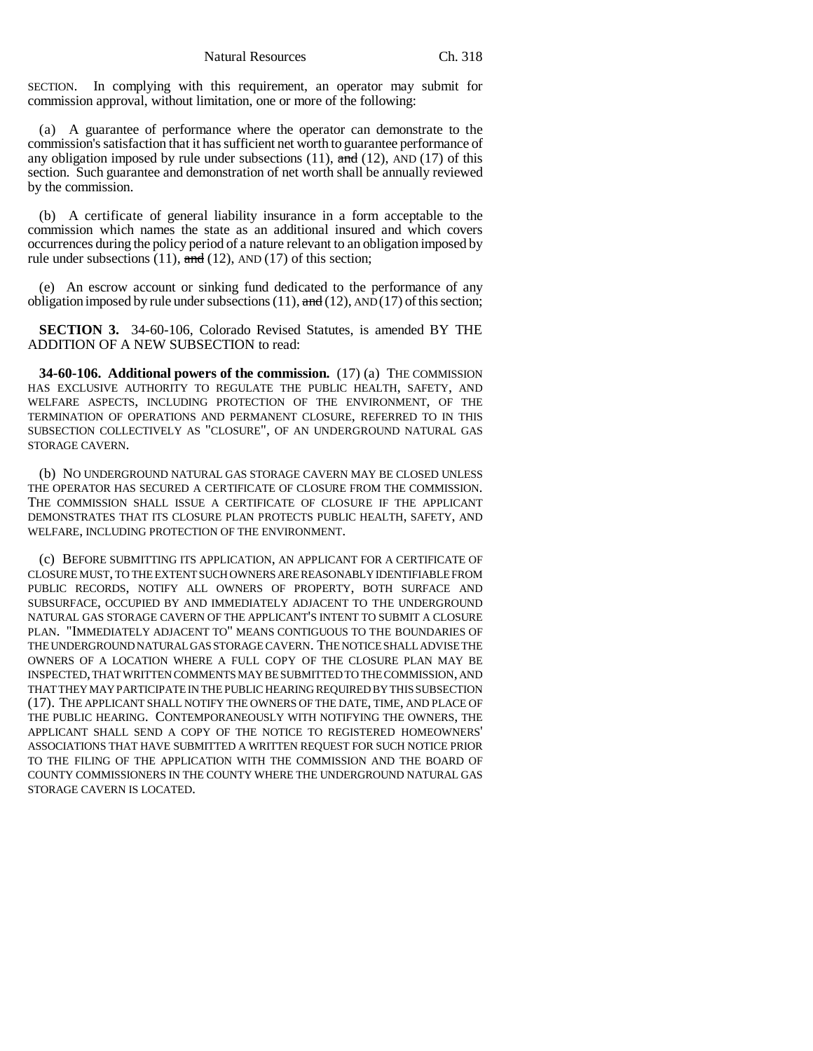SECTION. In complying with this requirement, an operator may submit for commission approval, without limitation, one or more of the following:

(a) A guarantee of performance where the operator can demonstrate to the commission's satisfaction that it has sufficient net worth to guarantee performance of any obligation imposed by rule under subsections (11), ~~and~~ (12), AND (17) of this section. Such guarantee and demonstration of net worth shall be annually reviewed by the commission.

(b) A certificate of general liability insurance in a form acceptable to the commission which names the state as an additional insured and which covers occurrences during the policy period of a nature relevant to an obligation imposed by rule under subsections (11), ~~and~~ (12), AND (17) of this section;

(e) An escrow account or sinking fund dedicated to the performance of any obligation imposed by rule under subsections (11), ~~and~~ (12), AND (17) of this section;

**SECTION 3.** 34-60-106, Colorado Revised Statutes, is amended BY THE ADDITION OF A NEW SUBSECTION to read:

**34-60-106. Additional powers of the commission.** (17) (a) THE COMMISSION HAS EXCLUSIVE AUTHORITY TO REGULATE THE PUBLIC HEALTH, SAFETY, AND WELFARE ASPECTS, INCLUDING PROTECTION OF THE ENVIRONMENT, OF THE TERMINATION OF OPERATIONS AND PERMANENT CLOSURE, REFERRED TO IN THIS SUBSECTION COLLECTIVELY AS "CLOSURE", OF AN UNDERGROUND NATURAL GAS STORAGE CAVERN.

(b) NO UNDERGROUND NATURAL GAS STORAGE CAVERN MAY BE CLOSED UNLESS THE OPERATOR HAS SECURED A CERTIFICATE OF CLOSURE FROM THE COMMISSION. THE COMMISSION SHALL ISSUE A CERTIFICATE OF CLOSURE IF THE APPLICANT DEMONSTRATES THAT ITS CLOSURE PLAN PROTECTS PUBLIC HEALTH, SAFETY, AND WELFARE, INCLUDING PROTECTION OF THE ENVIRONMENT.

(c) BEFORE SUBMITTING ITS APPLICATION, AN APPLICANT FOR A CERTIFICATE OF CLOSURE MUST, TO THE EXTENT SUCH OWNERS ARE REASONABLY IDENTIFIABLE FROM PUBLIC RECORDS, NOTIFY ALL OWNERS OF PROPERTY, BOTH SURFACE AND SUBSURFACE, OCCUPIED BY AND IMMEDIATELY ADJACENT TO THE UNDERGROUND NATURAL GAS STORAGE CAVERN OF THE APPLICANT'S INTENT TO SUBMIT A CLOSURE PLAN. "IMMEDIATELY ADJACENT TO" MEANS CONTIGUOUS TO THE BOUNDARIES OF THE UNDERGROUND NATURAL GAS STORAGE CAVERN. THE NOTICE SHALL ADVISE THE OWNERS OF A LOCATION WHERE A FULL COPY OF THE CLOSURE PLAN MAY BE INSPECTED, THAT WRITTEN COMMENTS MAY BE SUBMITTED TO THE COMMISSION, AND THAT THEY MAY PARTICIPATE IN THE PUBLIC HEARING REQUIRED BY THIS SUBSECTION (17). THE APPLICANT SHALL NOTIFY THE OWNERS OF THE DATE, TIME, AND PLACE OF THE PUBLIC HEARING. CONTEMPORANEOUSLY WITH NOTIFYING THE OWNERS, THE APPLICANT SHALL SEND A COPY OF THE NOTICE TO REGISTERED HOMEOWNERS' ASSOCIATIONS THAT HAVE SUBMITTED A WRITTEN REQUEST FOR SUCH NOTICE PRIOR TO THE FILING OF THE APPLICATION WITH THE COMMISSION AND THE BOARD OF COUNTY COMMISSIONERS IN THE COUNTY WHERE THE UNDERGROUND NATURAL GAS STORAGE CAVERN IS LOCATED.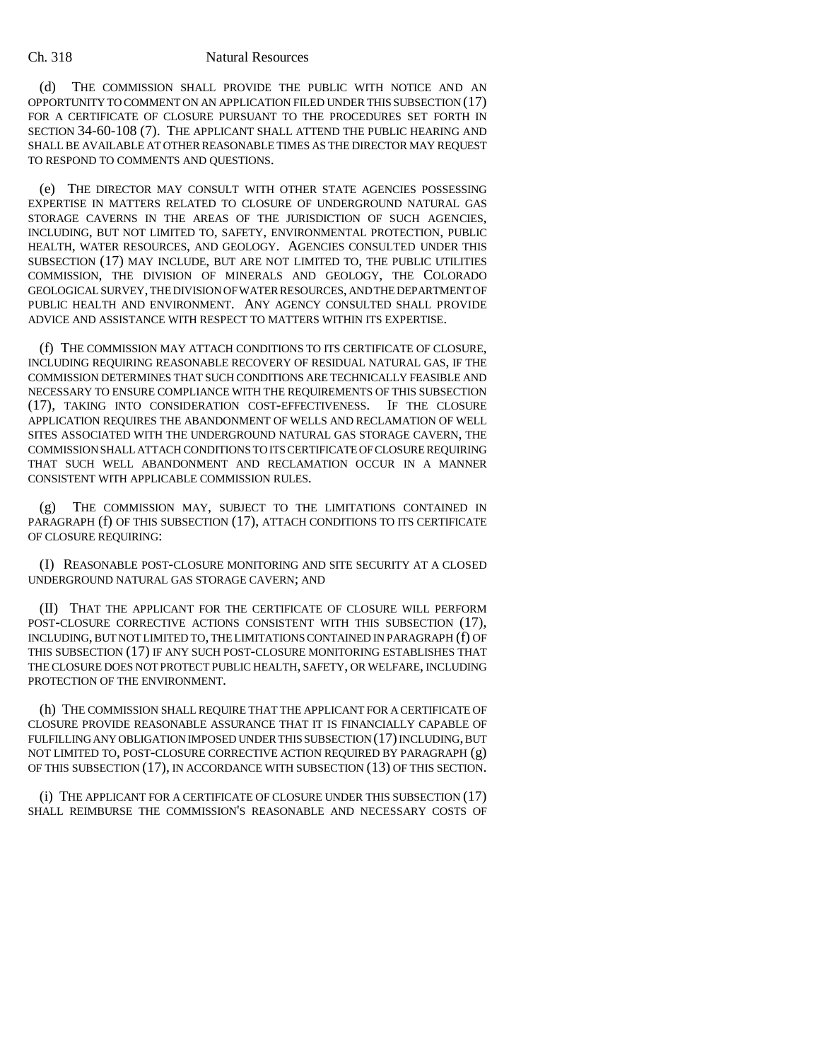(d) THE COMMISSION SHALL PROVIDE THE PUBLIC WITH NOTICE AND AN OPPORTUNITY TO COMMENT ON AN APPLICATION FILED UNDER THIS SUBSECTION (17) FOR A CERTIFICATE OF CLOSURE PURSUANT TO THE PROCEDURES SET FORTH IN SECTION 34-60-108 (7). THE APPLICANT SHALL ATTEND THE PUBLIC HEARING AND SHALL BE AVAILABLE AT OTHER REASONABLE TIMES AS THE DIRECTOR MAY REQUEST TO RESPOND TO COMMENTS AND QUESTIONS.

(e) THE DIRECTOR MAY CONSULT WITH OTHER STATE AGENCIES POSSESSING EXPERTISE IN MATTERS RELATED TO CLOSURE OF UNDERGROUND NATURAL GAS STORAGE CAVERNS IN THE AREAS OF THE JURISDICTION OF SUCH AGENCIES, INCLUDING, BUT NOT LIMITED TO, SAFETY, ENVIRONMENTAL PROTECTION, PUBLIC HEALTH, WATER RESOURCES, AND GEOLOGY. AGENCIES CONSULTED UNDER THIS SUBSECTION (17) MAY INCLUDE, BUT ARE NOT LIMITED TO, THE PUBLIC UTILITIES COMMISSION, THE DIVISION OF MINERALS AND GEOLOGY, THE COLORADO GEOLOGICAL SURVEY, THE DIVISION OF WATER RESOURCES, AND THE DEPARTMENT OF PUBLIC HEALTH AND ENVIRONMENT. ANY AGENCY CONSULTED SHALL PROVIDE ADVICE AND ASSISTANCE WITH RESPECT TO MATTERS WITHIN ITS EXPERTISE.

(f) THE COMMISSION MAY ATTACH CONDITIONS TO ITS CERTIFICATE OF CLOSURE, INCLUDING REQUIRING REASONABLE RECOVERY OF RESIDUAL NATURAL GAS, IF THE COMMISSION DETERMINES THAT SUCH CONDITIONS ARE TECHNICALLY FEASIBLE AND NECESSARY TO ENSURE COMPLIANCE WITH THE REQUIREMENTS OF THIS SUBSECTION (17), TAKING INTO CONSIDERATION COST-EFFECTIVENESS. IF THE CLOSURE APPLICATION REQUIRES THE ABANDONMENT OF WELLS AND RECLAMATION OF WELL SITES ASSOCIATED WITH THE UNDERGROUND NATURAL GAS STORAGE CAVERN, THE COMMISSION SHALL ATTACH CONDITIONS TO ITS CERTIFICATE OF CLOSURE REQUIRING THAT SUCH WELL ABANDONMENT AND RECLAMATION OCCUR IN A MANNER CONSISTENT WITH APPLICABLE COMMISSION RULES.

(g) THE COMMISSION MAY, SUBJECT TO THE LIMITATIONS CONTAINED IN PARAGRAPH (f) OF THIS SUBSECTION (17), ATTACH CONDITIONS TO ITS CERTIFICATE OF CLOSURE REQUIRING:

(I) REASONABLE POST-CLOSURE MONITORING AND SITE SECURITY AT A CLOSED UNDERGROUND NATURAL GAS STORAGE CAVERN; AND

(II) THAT THE APPLICANT FOR THE CERTIFICATE OF CLOSURE WILL PERFORM POST-CLOSURE CORRECTIVE ACTIONS CONSISTENT WITH THIS SUBSECTION (17), INCLUDING, BUT NOT LIMITED TO, THE LIMITATIONS CONTAINED IN PARAGRAPH (f) OF THIS SUBSECTION (17) IF ANY SUCH POST-CLOSURE MONITORING ESTABLISHES THAT THE CLOSURE DOES NOT PROTECT PUBLIC HEALTH, SAFETY, OR WELFARE, INCLUDING PROTECTION OF THE ENVIRONMENT.

(h) THE COMMISSION SHALL REQUIRE THAT THE APPLICANT FOR A CERTIFICATE OF CLOSURE PROVIDE REASONABLE ASSURANCE THAT IT IS FINANCIALLY CAPABLE OF FULFILLING ANY OBLIGATION IMPOSED UNDER THIS SUBSECTION (17) INCLUDING, BUT NOT LIMITED TO, POST-CLOSURE CORRECTIVE ACTION REQUIRED BY PARAGRAPH (g) OF THIS SUBSECTION (17), IN ACCORDANCE WITH SUBSECTION (13) OF THIS SECTION.

(i) THE APPLICANT FOR A CERTIFICATE OF CLOSURE UNDER THIS SUBSECTION (17) SHALL REIMBURSE THE COMMISSION'S REASONABLE AND NECESSARY COSTS OF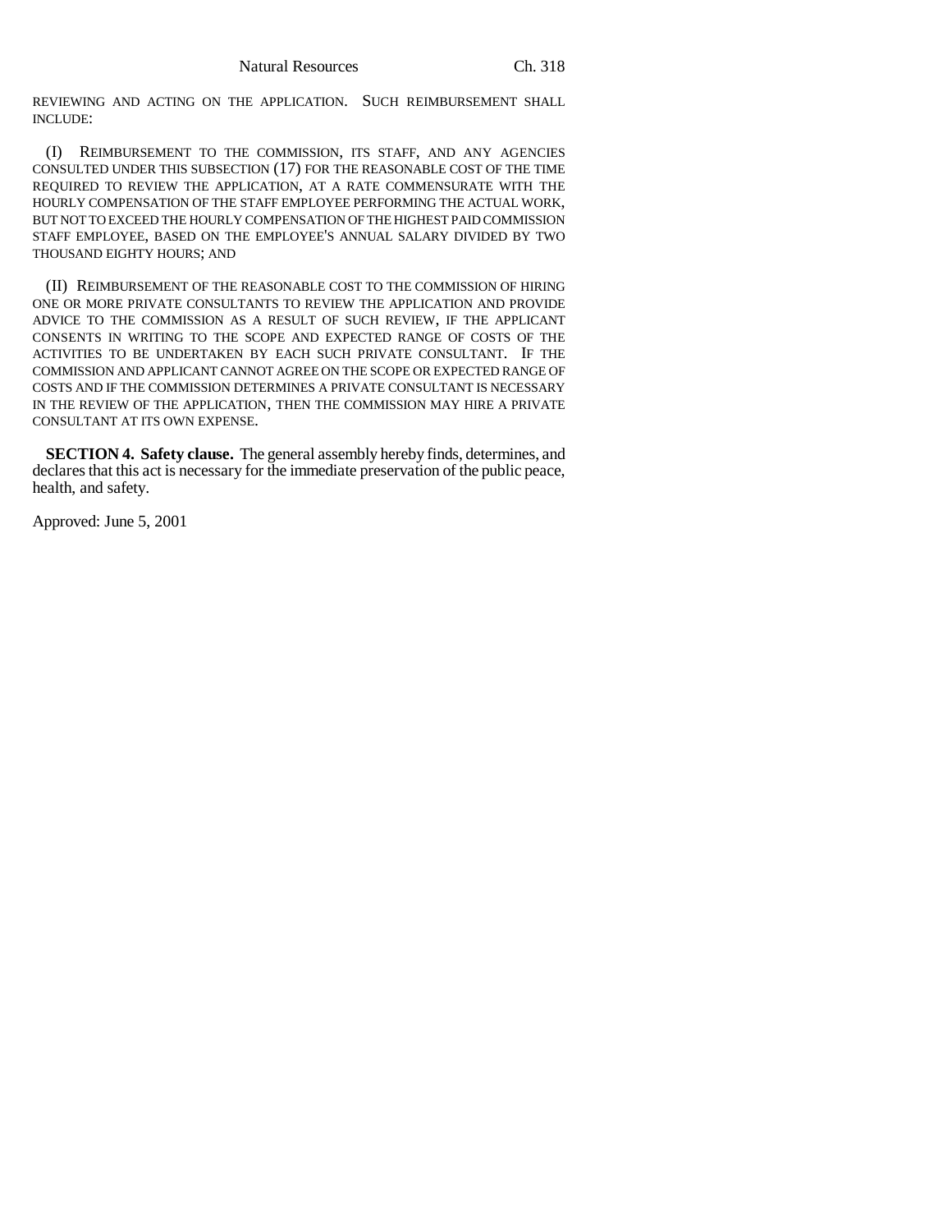REVIEWING AND ACTING ON THE APPLICATION. SUCH REIMBURSEMENT SHALL INCLUDE:

(I) REIMBURSEMENT TO THE COMMISSION, ITS STAFF, AND ANY AGENCIES CONSULTED UNDER THIS SUBSECTION (17) FOR THE REASONABLE COST OF THE TIME REQUIRED TO REVIEW THE APPLICATION, AT A RATE COMMENSURATE WITH THE HOURLY COMPENSATION OF THE STAFF EMPLOYEE PERFORMING THE ACTUAL WORK, BUT NOT TO EXCEED THE HOURLY COMPENSATION OF THE HIGHEST PAID COMMISSION STAFF EMPLOYEE, BASED ON THE EMPLOYEE'S ANNUAL SALARY DIVIDED BY TWO THOUSAND EIGHTY HOURS; AND

(II) REIMBURSEMENT OF THE REASONABLE COST TO THE COMMISSION OF HIRING ONE OR MORE PRIVATE CONSULTANTS TO REVIEW THE APPLICATION AND PROVIDE ADVICE TO THE COMMISSION AS A RESULT OF SUCH REVIEW, IF THE APPLICANT CONSENTS IN WRITING TO THE SCOPE AND EXPECTED RANGE OF COSTS OF THE ACTIVITIES TO BE UNDERTAKEN BY EACH SUCH PRIVATE CONSULTANT. IF THE COMMISSION AND APPLICANT CANNOT AGREE ON THE SCOPE OR EXPECTED RANGE OF COSTS AND IF THE COMMISSION DETERMINES A PRIVATE CONSULTANT IS NECESSARY IN THE REVIEW OF THE APPLICATION, THEN THE COMMISSION MAY HIRE A PRIVATE CONSULTANT AT ITS OWN EXPENSE.

**SECTION 4. Safety clause.** The general assembly hereby finds, determines, and declares that this act is necessary for the immediate preservation of the public peace, health, and safety.

Approved: June 5, 2001